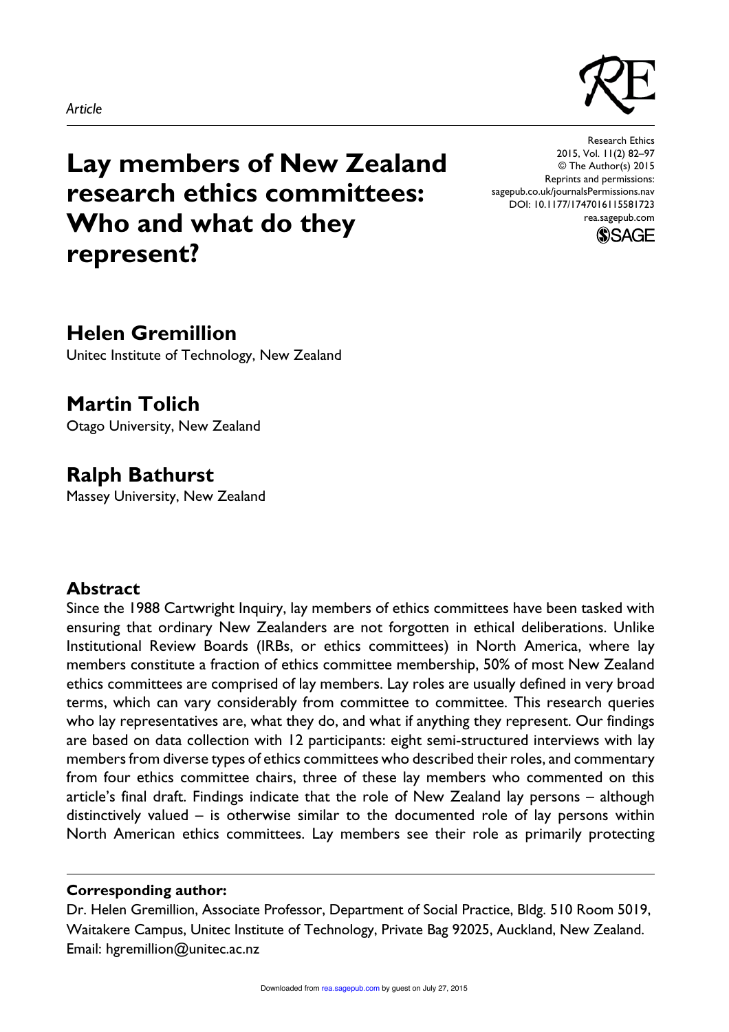*Article*

# Lay members of New Zealand research ethics committees: Who and what do they represent?

Research Ethics
2015, Vol. 11(2) 82–97
© The Author(s) 2015
Reprints and permissions:
sagepub.co.uk/journalsPermissions.nav
DOI: 10.1177/1747016115581723
rea.sagepub.com

## Helen Gremillion

Unitec Institute of Technology, New Zealand

## Martin Tolich

Otago University, New Zealand

## Ralph Bathurst

Massey University, New Zealand

## Abstract

Since the 1988 Cartwright Inquiry, lay members of ethics committees have been tasked with ensuring that ordinary New Zealanders are not forgotten in ethical deliberations. Unlike Institutional Review Boards (IRBs, or ethics committees) in North America, where lay members constitute a fraction of ethics committee membership, 50% of most New Zealand ethics committees are comprised of lay members. Lay roles are usually defined in very broad terms, which can vary considerably from committee to committee. This research queries who lay representatives are, what they do, and what if anything they represent. Our findings are based on data collection with 12 participants: eight semi-structured interviews with lay members from diverse types of ethics committees who described their roles, and commentary from four ethics committee chairs, three of these lay members who commented on this article's final draft. Findings indicate that the role of New Zealand lay persons – although distinctively valued – is otherwise similar to the documented role of lay persons within North American ethics committees. Lay members see their role as primarily protecting

**Corresponding author:**

Dr. Helen Gremillion, Associate Professor, Department of Social Practice, Bldg. 510 Room 5019, Waitakere Campus, Unitec Institute of Technology, Private Bag 92025, Auckland, New Zealand.
Email: hgremillion@unitec.ac.nz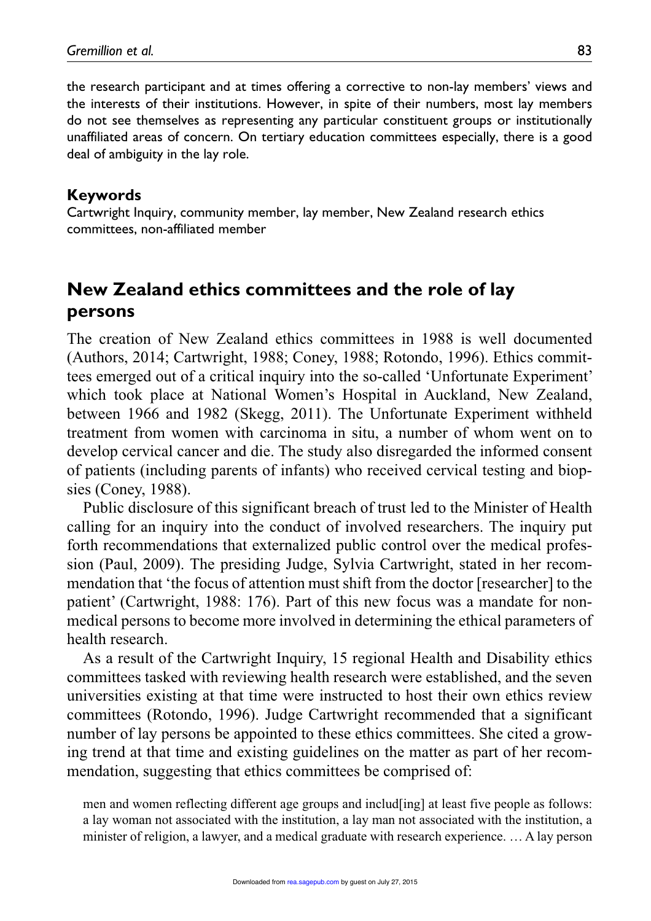the research participant and at times offering a corrective to non-lay members' views and the interests of their institutions. However, in spite of their numbers, most lay members do not see themselves as representing any particular constituent groups or institutionally unaffiliated areas of concern. On tertiary education committees especially, there is a good deal of ambiguity in the lay role.

### Keywords

Cartwright Inquiry, community member, lay member, New Zealand research ethics committees, non-affiliated member

## New Zealand ethics committees and the role of lay persons

The creation of New Zealand ethics committees in 1988 is well documented (Authors, 2014; Cartwright, 1988; Coney, 1988; Rotondo, 1996). Ethics committees emerged out of a critical inquiry into the so-called 'Unfortunate Experiment' which took place at National Women's Hospital in Auckland, New Zealand, between 1966 and 1982 (Skegg, 2011). The Unfortunate Experiment withheld treatment from women with carcinoma in situ, a number of whom went on to develop cervical cancer and die. The study also disregarded the informed consent of patients (including parents of infants) who received cervical testing and biopsies (Coney, 1988).

Public disclosure of this significant breach of trust led to the Minister of Health calling for an inquiry into the conduct of involved researchers. The inquiry put forth recommendations that externalized public control over the medical profession (Paul, 2009). The presiding Judge, Sylvia Cartwright, stated in her recommendation that 'the focus of attention must shift from the doctor [researcher] to the patient' (Cartwright, 1988: 176). Part of this new focus was a mandate for non-medical persons to become more involved in determining the ethical parameters of health research.

As a result of the Cartwright Inquiry, 15 regional Health and Disability ethics committees tasked with reviewing health research were established, and the seven universities existing at that time were instructed to host their own ethics review committees (Rotondo, 1996). Judge Cartwright recommended that a significant number of lay persons be appointed to these ethics committees. She cited a growing trend at that time and existing guidelines on the matter as part of her recommendation, suggesting that ethics committees be comprised of:

> men and women reflecting different age groups and includ[ing] at least five people as follows: a lay woman not associated with the institution, a lay man not associated with the institution, a minister of religion, a lawyer, and a medical graduate with research experience. … A lay person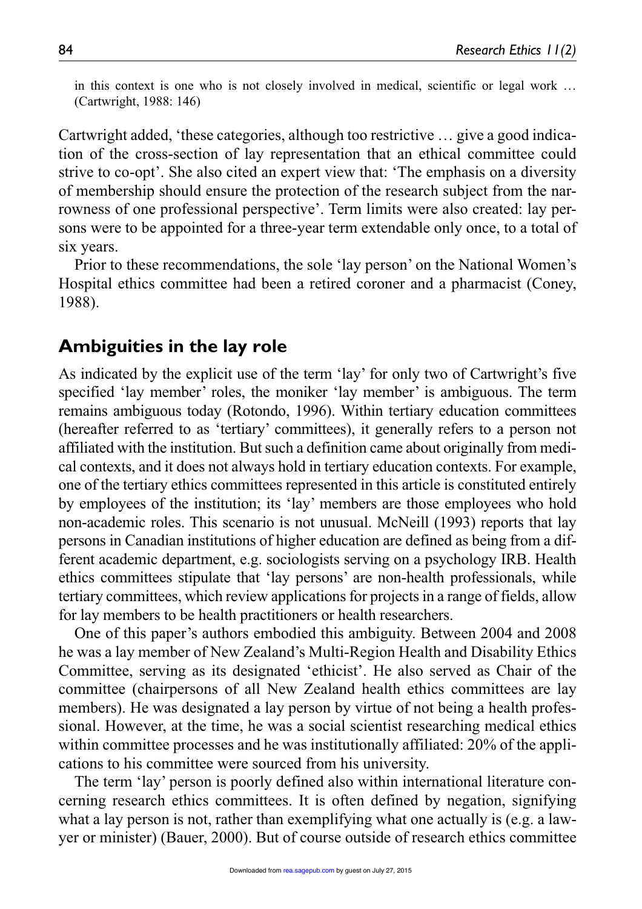in this context is one who is not closely involved in medical, scientific or legal work … (Cartwright, 1988: 146)

Cartwright added, 'these categories, although too restrictive … give a good indication of the cross-section of lay representation that an ethical committee could strive to co-opt'. She also cited an expert view that: 'The emphasis on a diversity of membership should ensure the protection of the research subject from the narrowness of one professional perspective'. Term limits were also created: lay persons were to be appointed for a three-year term extendable only once, to a total of six years.

Prior to these recommendations, the sole 'lay person' on the National Women's Hospital ethics committee had been a retired coroner and a pharmacist (Coney, 1988).

## Ambiguities in the lay role

As indicated by the explicit use of the term 'lay' for only two of Cartwright's five specified 'lay member' roles, the moniker 'lay member' is ambiguous. The term remains ambiguous today (Rotondo, 1996). Within tertiary education committees (hereafter referred to as 'tertiary' committees), it generally refers to a person not affiliated with the institution. But such a definition came about originally from medical contexts, and it does not always hold in tertiary education contexts. For example, one of the tertiary ethics committees represented in this article is constituted entirely by employees of the institution; its 'lay' members are those employees who hold non-academic roles. This scenario is not unusual. McNeill (1993) reports that lay persons in Canadian institutions of higher education are defined as being from a different academic department, e.g. sociologists serving on a psychology IRB. Health ethics committees stipulate that 'lay persons' are non-health professionals, while tertiary committees, which review applications for projects in a range of fields, allow for lay members to be health practitioners or health researchers.

One of this paper's authors embodied this ambiguity. Between 2004 and 2008 he was a lay member of New Zealand's Multi-Region Health and Disability Ethics Committee, serving as its designated 'ethicist'. He also served as Chair of the committee (chairpersons of all New Zealand health ethics committees are lay members). He was designated a lay person by virtue of not being a health professional. However, at the time, he was a social scientist researching medical ethics within committee processes and he was institutionally affiliated: 20% of the applications to his committee were sourced from his university.

The term 'lay' person is poorly defined also within international literature concerning research ethics committees. It is often defined by negation, signifying what a lay person is not, rather than exemplifying what one actually is (e.g. a lawyer or minister) (Bauer, 2000). But of course outside of research ethics committee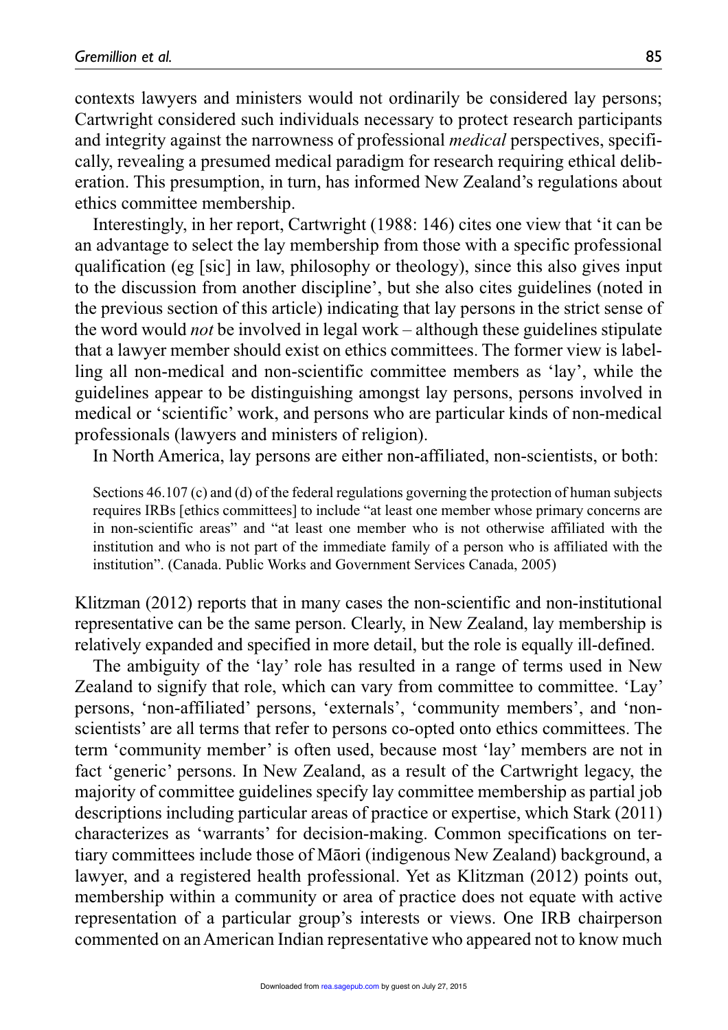contexts lawyers and ministers would not ordinarily be considered lay persons; Cartwright considered such individuals necessary to protect research participants and integrity against the narrowness of professional *medical* perspectives, specifically, revealing a presumed medical paradigm for research requiring ethical deliberation. This presumption, in turn, has informed New Zealand's regulations about ethics committee membership.

Interestingly, in her report, Cartwright (1988: 146) cites one view that 'it can be an advantage to select the lay membership from those with a specific professional qualification (eg [sic] in law, philosophy or theology), since this also gives input to the discussion from another discipline', but she also cites guidelines (noted in the previous section of this article) indicating that lay persons in the strict sense of the word would *not* be involved in legal work – although these guidelines stipulate that a lawyer member should exist on ethics committees. The former view is labelling all non-medical and non-scientific committee members as 'lay', while the guidelines appear to be distinguishing amongst lay persons, persons involved in medical or 'scientific' work, and persons who are particular kinds of non-medical professionals (lawyers and ministers of religion).

In North America, lay persons are either non-affiliated, non-scientists, or both:

> Sections 46.107 (c) and (d) of the federal regulations governing the protection of human subjects requires IRBs [ethics committees] to include "at least one member whose primary concerns are in non-scientific areas" and "at least one member who is not otherwise affiliated with the institution and who is not part of the immediate family of a person who is affiliated with the institution". (Canada. Public Works and Government Services Canada, 2005)

Klitzman (2012) reports that in many cases the non-scientific and non-institutional representative can be the same person. Clearly, in New Zealand, lay membership is relatively expanded and specified in more detail, but the role is equally ill-defined.

The ambiguity of the 'lay' role has resulted in a range of terms used in New Zealand to signify that role, which can vary from committee to committee. 'Lay' persons, 'non-affiliated' persons, 'externals', 'community members', and 'non-scientists' are all terms that refer to persons co-opted onto ethics committees. The term 'community member' is often used, because most 'lay' members are not in fact 'generic' persons. In New Zealand, as a result of the Cartwright legacy, the majority of committee guidelines specify lay committee membership as partial job descriptions including particular areas of practice or expertise, which Stark (2011) characterizes as 'warrants' for decision-making. Common specifications on tertiary committees include those of Māori (indigenous New Zealand) background, a lawyer, and a registered health professional. Yet as Klitzman (2012) points out, membership within a community or area of practice does not equate with active representation of a particular group's interests or views. One IRB chairperson commented on an American Indian representative who appeared not to know much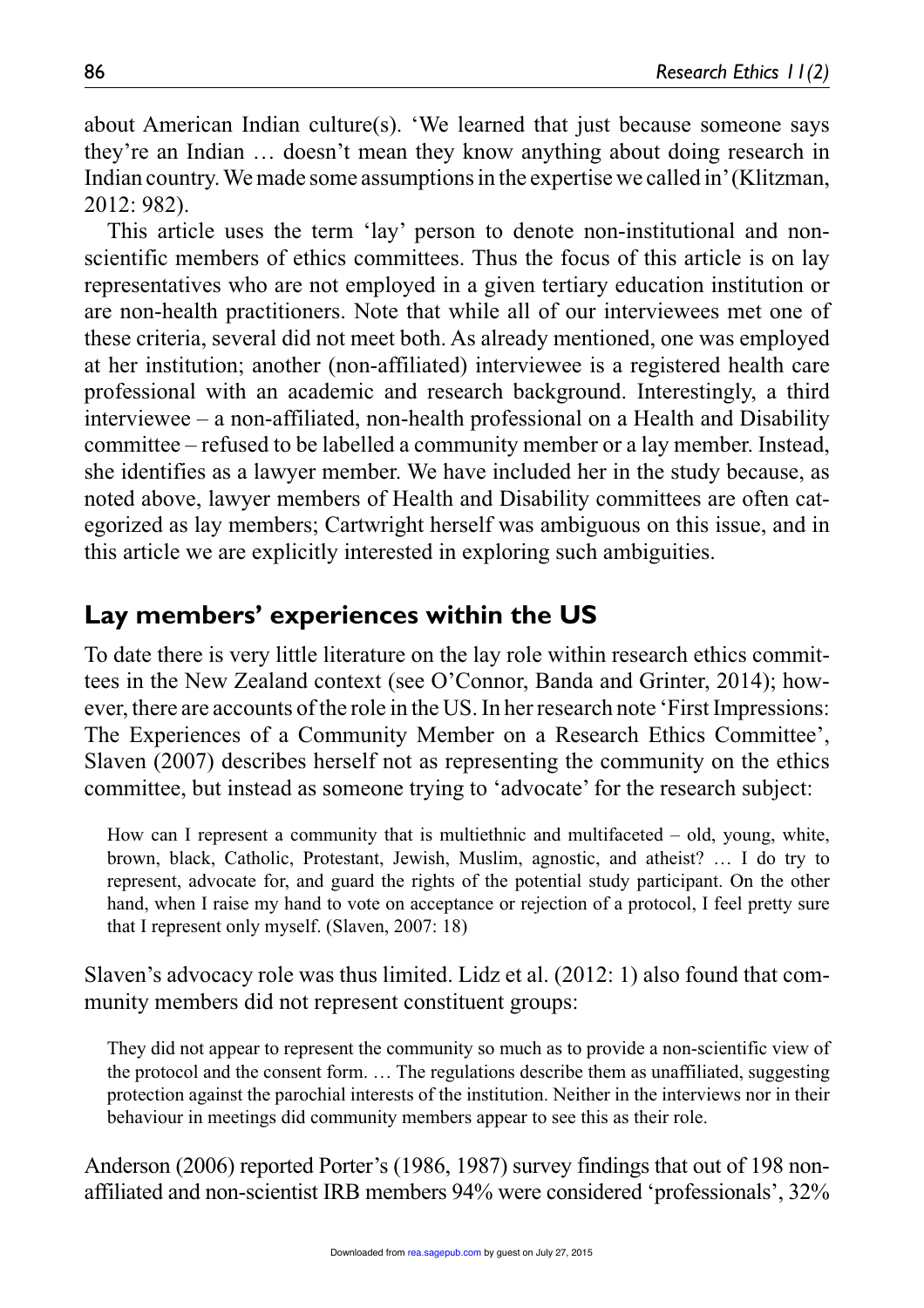about American Indian culture(s). 'We learned that just because someone says they're an Indian … doesn't mean they know anything about doing research in Indian country. We made some assumptions in the expertise we called in' (Klitzman, 2012: 982).

This article uses the term 'lay' person to denote non-institutional and non-scientific members of ethics committees. Thus the focus of this article is on lay representatives who are not employed in a given tertiary education institution or are non-health practitioners. Note that while all of our interviewees met one of these criteria, several did not meet both. As already mentioned, one was employed at her institution; another (non-affiliated) interviewee is a registered health care professional with an academic and research background. Interestingly, a third interviewee – a non-affiliated, non-health professional on a Health and Disability committee – refused to be labelled a community member or a lay member. Instead, she identifies as a lawyer member. We have included her in the study because, as noted above, lawyer members of Health and Disability committees are often categorized as lay members; Cartwright herself was ambiguous on this issue, and in this article we are explicitly interested in exploring such ambiguities.

## Lay members' experiences within the US

To date there is very little literature on the lay role within research ethics committees in the New Zealand context (see O'Connor, Banda and Grinter, 2014); however, there are accounts of the role in the US. In her research note 'First Impressions: The Experiences of a Community Member on a Research Ethics Committee', Slaven (2007) describes herself not as representing the community on the ethics committee, but instead as someone trying to 'advocate' for the research subject:

> How can I represent a community that is multiethnic and multifaceted – old, young, white, brown, black, Catholic, Protestant, Jewish, Muslim, agnostic, and atheist? … I do try to represent, advocate for, and guard the rights of the potential study participant. On the other hand, when I raise my hand to vote on acceptance or rejection of a protocol, I feel pretty sure that I represent only myself. (Slaven, 2007: 18)

Slaven's advocacy role was thus limited. Lidz et al. (2012: 1) also found that community members did not represent constituent groups:

> They did not appear to represent the community so much as to provide a non-scientific view of the protocol and the consent form. … The regulations describe them as unaffiliated, suggesting protection against the parochial interests of the institution. Neither in the interviews nor in their behaviour in meetings did community members appear to see this as their role.

Anderson (2006) reported Porter's (1986, 1987) survey findings that out of 198 non-affiliated and non-scientist IRB members 94% were considered 'professionals', 32%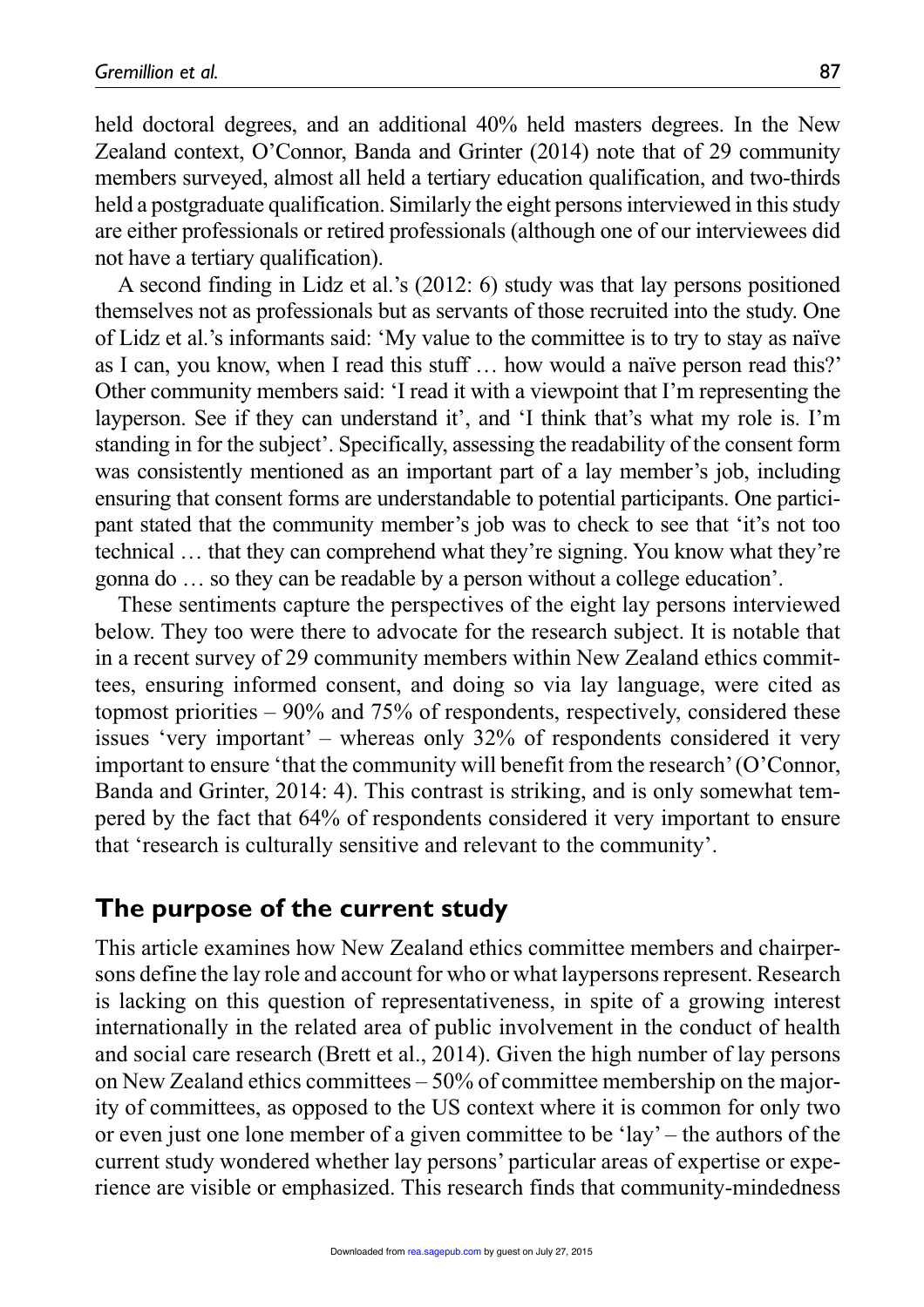held doctoral degrees, and an additional 40% held masters degrees. In the New Zealand context, O'Connor, Banda and Grinter (2014) note that of 29 community members surveyed, almost all held a tertiary education qualification, and two-thirds held a postgraduate qualification. Similarly the eight persons interviewed in this study are either professionals or retired professionals (although one of our interviewees did not have a tertiary qualification).

A second finding in Lidz et al.'s (2012: 6) study was that lay persons positioned themselves not as professionals but as servants of those recruited into the study. One of Lidz et al.'s informants said: 'My value to the committee is to try to stay as naïve as I can, you know, when I read this stuff … how would a naïve person read this?' Other community members said: 'I read it with a viewpoint that I'm representing the layperson. See if they can understand it', and 'I think that's what my role is. I'm standing in for the subject'. Specifically, assessing the readability of the consent form was consistently mentioned as an important part of a lay member's job, including ensuring that consent forms are understandable to potential participants. One participant stated that the community member's job was to check to see that 'it's not too technical … that they can comprehend what they're signing. You know what they're gonna do … so they can be readable by a person without a college education'.

These sentiments capture the perspectives of the eight lay persons interviewed below. They too were there to advocate for the research subject. It is notable that in a recent survey of 29 community members within New Zealand ethics committees, ensuring informed consent, and doing so via lay language, were cited as topmost priorities – 90% and 75% of respondents, respectively, considered these issues 'very important' – whereas only 32% of respondents considered it very important to ensure 'that the community will benefit from the research' (O'Connor, Banda and Grinter, 2014: 4). This contrast is striking, and is only somewhat tempered by the fact that 64% of respondents considered it very important to ensure that 'research is culturally sensitive and relevant to the community'.

## The purpose of the current study

This article examines how New Zealand ethics committee members and chairpersons define the lay role and account for who or what laypersons represent. Research is lacking on this question of representativeness, in spite of a growing interest internationally in the related area of public involvement in the conduct of health and social care research (Brett et al., 2014). Given the high number of lay persons on New Zealand ethics committees – 50% of committee membership on the majority of committees, as opposed to the US context where it is common for only two or even just one lone member of a given committee to be 'lay' – the authors of the current study wondered whether lay persons' particular areas of expertise or experience are visible or emphasized. This research finds that community-mindedness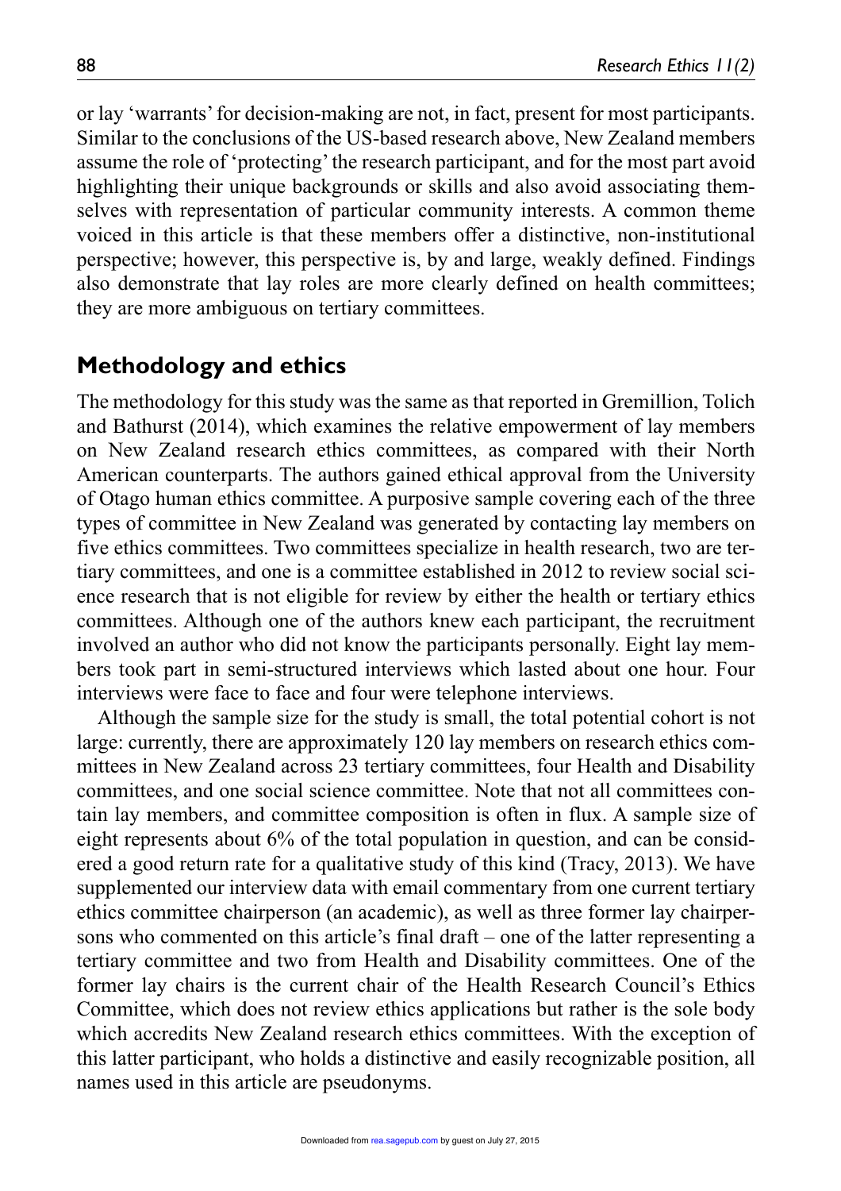or lay 'warrants' for decision-making are not, in fact, present for most participants. Similar to the conclusions of the US-based research above, New Zealand members assume the role of 'protecting' the research participant, and for the most part avoid highlighting their unique backgrounds or skills and also avoid associating themselves with representation of particular community interests. A common theme voiced in this article is that these members offer a distinctive, non-institutional perspective; however, this perspective is, by and large, weakly defined. Findings also demonstrate that lay roles are more clearly defined on health committees; they are more ambiguous on tertiary committees.

## Methodology and ethics

The methodology for this study was the same as that reported in Gremillion, Tolich and Bathurst (2014), which examines the relative empowerment of lay members on New Zealand research ethics committees, as compared with their North American counterparts. The authors gained ethical approval from the University of Otago human ethics committee. A purposive sample covering each of the three types of committee in New Zealand was generated by contacting lay members on five ethics committees. Two committees specialize in health research, two are tertiary committees, and one is a committee established in 2012 to review social science research that is not eligible for review by either the health or tertiary ethics committees. Although one of the authors knew each participant, the recruitment involved an author who did not know the participants personally. Eight lay members took part in semi-structured interviews which lasted about one hour. Four interviews were face to face and four were telephone interviews.

Although the sample size for the study is small, the total potential cohort is not large: currently, there are approximately 120 lay members on research ethics committees in New Zealand across 23 tertiary committees, four Health and Disability committees, and one social science committee. Note that not all committees contain lay members, and committee composition is often in flux. A sample size of eight represents about 6% of the total population in question, and can be considered a good return rate for a qualitative study of this kind (Tracy, 2013). We have supplemented our interview data with email commentary from one current tertiary ethics committee chairperson (an academic), as well as three former lay chairpersons who commented on this article's final draft – one of the latter representing a tertiary committee and two from Health and Disability committees. One of the former lay chairs is the current chair of the Health Research Council's Ethics Committee, which does not review ethics applications but rather is the sole body which accredits New Zealand research ethics committees. With the exception of this latter participant, who holds a distinctive and easily recognizable position, all names used in this article are pseudonyms.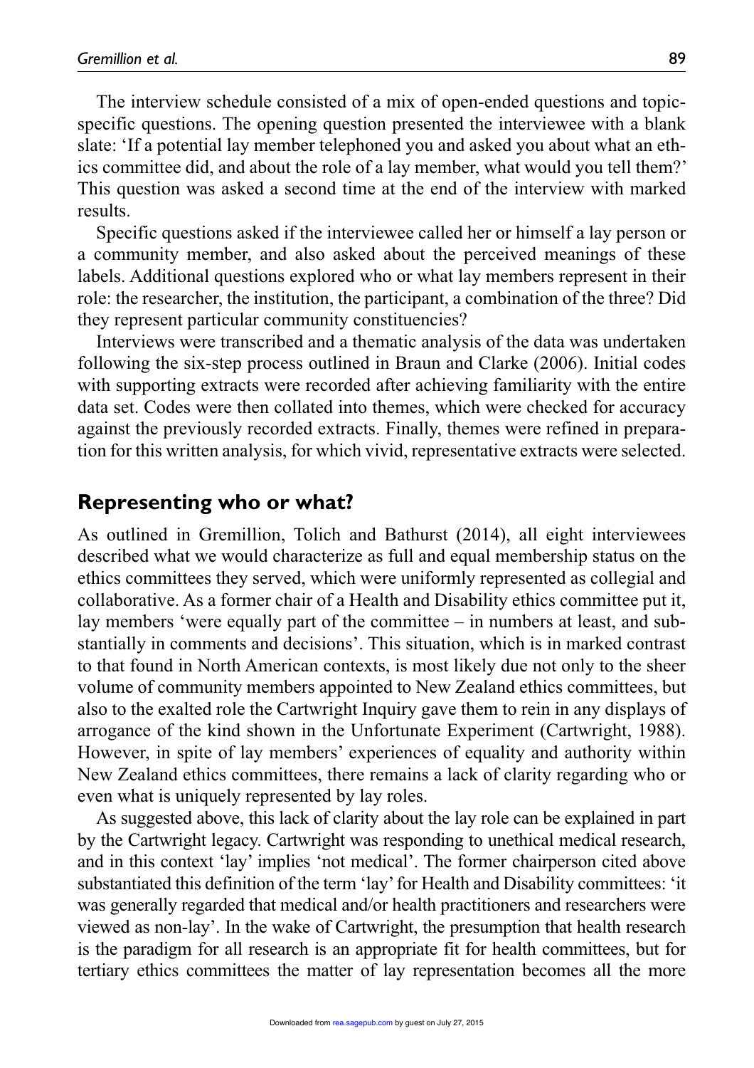The interview schedule consisted of a mix of open-ended questions and topic-specific questions. The opening question presented the interviewee with a blank slate: 'If a potential lay member telephoned you and asked you about what an ethics committee did, and about the role of a lay member, what would you tell them?' This question was asked a second time at the end of the interview with marked results.

Specific questions asked if the interviewee called her or himself a lay person or a community member, and also asked about the perceived meanings of these labels. Additional questions explored who or what lay members represent in their role: the researcher, the institution, the participant, a combination of the three? Did they represent particular community constituencies?

Interviews were transcribed and a thematic analysis of the data was undertaken following the six-step process outlined in Braun and Clarke (2006). Initial codes with supporting extracts were recorded after achieving familiarity with the entire data set. Codes were then collated into themes, which were checked for accuracy against the previously recorded extracts. Finally, themes were refined in preparation for this written analysis, for which vivid, representative extracts were selected.

## Representing who or what?

As outlined in Gremillion, Tolich and Bathurst (2014), all eight interviewees described what we would characterize as full and equal membership status on the ethics committees they served, which were uniformly represented as collegial and collaborative. As a former chair of a Health and Disability ethics committee put it, lay members 'were equally part of the committee – in numbers at least, and substantially in comments and decisions'. This situation, which is in marked contrast to that found in North American contexts, is most likely due not only to the sheer volume of community members appointed to New Zealand ethics committees, but also to the exalted role the Cartwright Inquiry gave them to rein in any displays of arrogance of the kind shown in the Unfortunate Experiment (Cartwright, 1988). However, in spite of lay members' experiences of equality and authority within New Zealand ethics committees, there remains a lack of clarity regarding who or even what is uniquely represented by lay roles.

As suggested above, this lack of clarity about the lay role can be explained in part by the Cartwright legacy. Cartwright was responding to unethical medical research, and in this context 'lay' implies 'not medical'. The former chairperson cited above substantiated this definition of the term 'lay' for Health and Disability committees: 'it was generally regarded that medical and/or health practitioners and researchers were viewed as non-lay'. In the wake of Cartwright, the presumption that health research is the paradigm for all research is an appropriate fit for health committees, but for tertiary ethics committees the matter of lay representation becomes all the more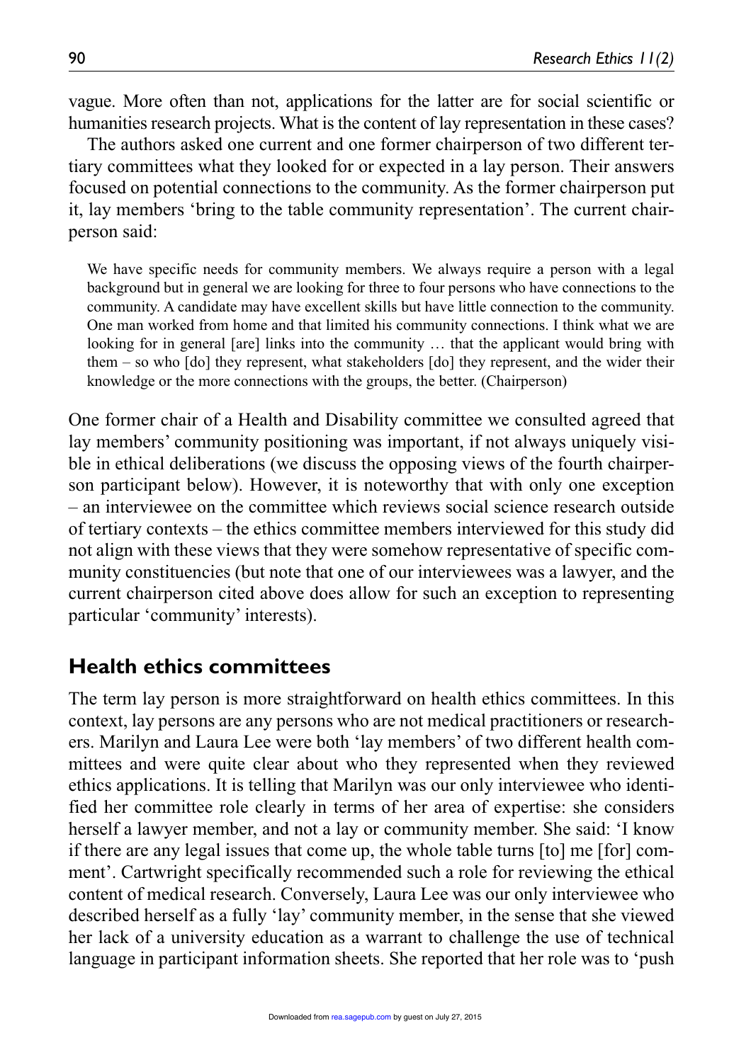vague. More often than not, applications for the latter are for social scientific or humanities research projects. What is the content of lay representation in these cases?

The authors asked one current and one former chairperson of two different tertiary committees what they looked for or expected in a lay person. Their answers focused on potential connections to the community. As the former chairperson put it, lay members 'bring to the table community representation'. The current chairperson said:

> We have specific needs for community members. We always require a person with a legal background but in general we are looking for three to four persons who have connections to the community. A candidate may have excellent skills but have little connection to the community. One man worked from home and that limited his community connections. I think what we are looking for in general [are] links into the community … that the applicant would bring with them – so who [do] they represent, what stakeholders [do] they represent, and the wider their knowledge or the more connections with the groups, the better. (Chairperson)

One former chair of a Health and Disability committee we consulted agreed that lay members' community positioning was important, if not always uniquely visible in ethical deliberations (we discuss the opposing views of the fourth chairperson participant below). However, it is noteworthy that with only one exception – an interviewee on the committee which reviews social science research outside of tertiary contexts – the ethics committee members interviewed for this study did not align with these views that they were somehow representative of specific community constituencies (but note that one of our interviewees was a lawyer, and the current chairperson cited above does allow for such an exception to representing particular 'community' interests).

## Health ethics committees

The term lay person is more straightforward on health ethics committees. In this context, lay persons are any persons who are not medical practitioners or researchers. Marilyn and Laura Lee were both 'lay members' of two different health committees and were quite clear about who they represented when they reviewed ethics applications. It is telling that Marilyn was our only interviewee who identified her committee role clearly in terms of her area of expertise: she considers herself a lawyer member, and not a lay or community member. She said: 'I know if there are any legal issues that come up, the whole table turns [to] me [for] comment'. Cartwright specifically recommended such a role for reviewing the ethical content of medical research. Conversely, Laura Lee was our only interviewee who described herself as a fully 'lay' community member, in the sense that she viewed her lack of a university education as a warrant to challenge the use of technical language in participant information sheets. She reported that her role was to 'push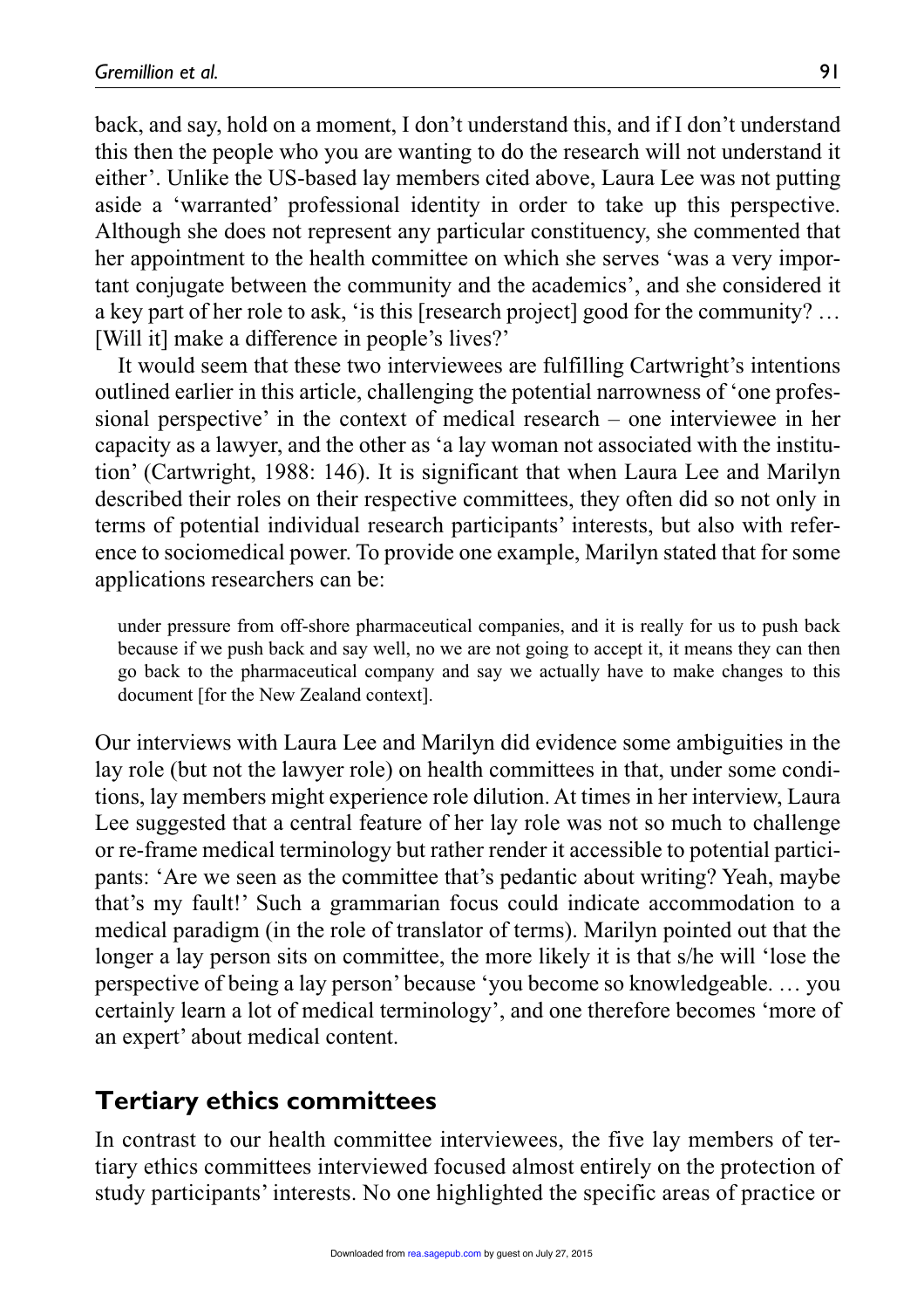back, and say, hold on a moment, I don't understand this, and if I don't understand this then the people who you are wanting to do the research will not understand it either'. Unlike the US-based lay members cited above, Laura Lee was not putting aside a 'warranted' professional identity in order to take up this perspective. Although she does not represent any particular constituency, she commented that her appointment to the health committee on which she serves 'was a very important conjugate between the community and the academics', and she considered it a key part of her role to ask, 'is this [research project] good for the community? … [Will it] make a difference in people's lives?'

It would seem that these two interviewees are fulfilling Cartwright's intentions outlined earlier in this article, challenging the potential narrowness of 'one professional perspective' in the context of medical research – one interviewee in her capacity as a lawyer, and the other as 'a lay woman not associated with the institution' (Cartwright, 1988: 146). It is significant that when Laura Lee and Marilyn described their roles on their respective committees, they often did so not only in terms of potential individual research participants' interests, but also with reference to sociomedical power. To provide one example, Marilyn stated that for some applications researchers can be:

> under pressure from off-shore pharmaceutical companies, and it is really for us to push back because if we push back and say well, no we are not going to accept it, it means they can then go back to the pharmaceutical company and say we actually have to make changes to this document [for the New Zealand context].

Our interviews with Laura Lee and Marilyn did evidence some ambiguities in the lay role (but not the lawyer role) on health committees in that, under some conditions, lay members might experience role dilution. At times in her interview, Laura Lee suggested that a central feature of her lay role was not so much to challenge or re-frame medical terminology but rather render it accessible to potential participants: 'Are we seen as the committee that's pedantic about writing? Yeah, maybe that's my fault!' Such a grammarian focus could indicate accommodation to a medical paradigm (in the role of translator of terms). Marilyn pointed out that the longer a lay person sits on committee, the more likely it is that s/he will 'lose the perspective of being a lay person' because 'you become so knowledgeable. … you certainly learn a lot of medical terminology', and one therefore becomes 'more of an expert' about medical content.

## Tertiary ethics committees

In contrast to our health committee interviewees, the five lay members of tertiary ethics committees interviewed focused almost entirely on the protection of study participants' interests. No one highlighted the specific areas of practice or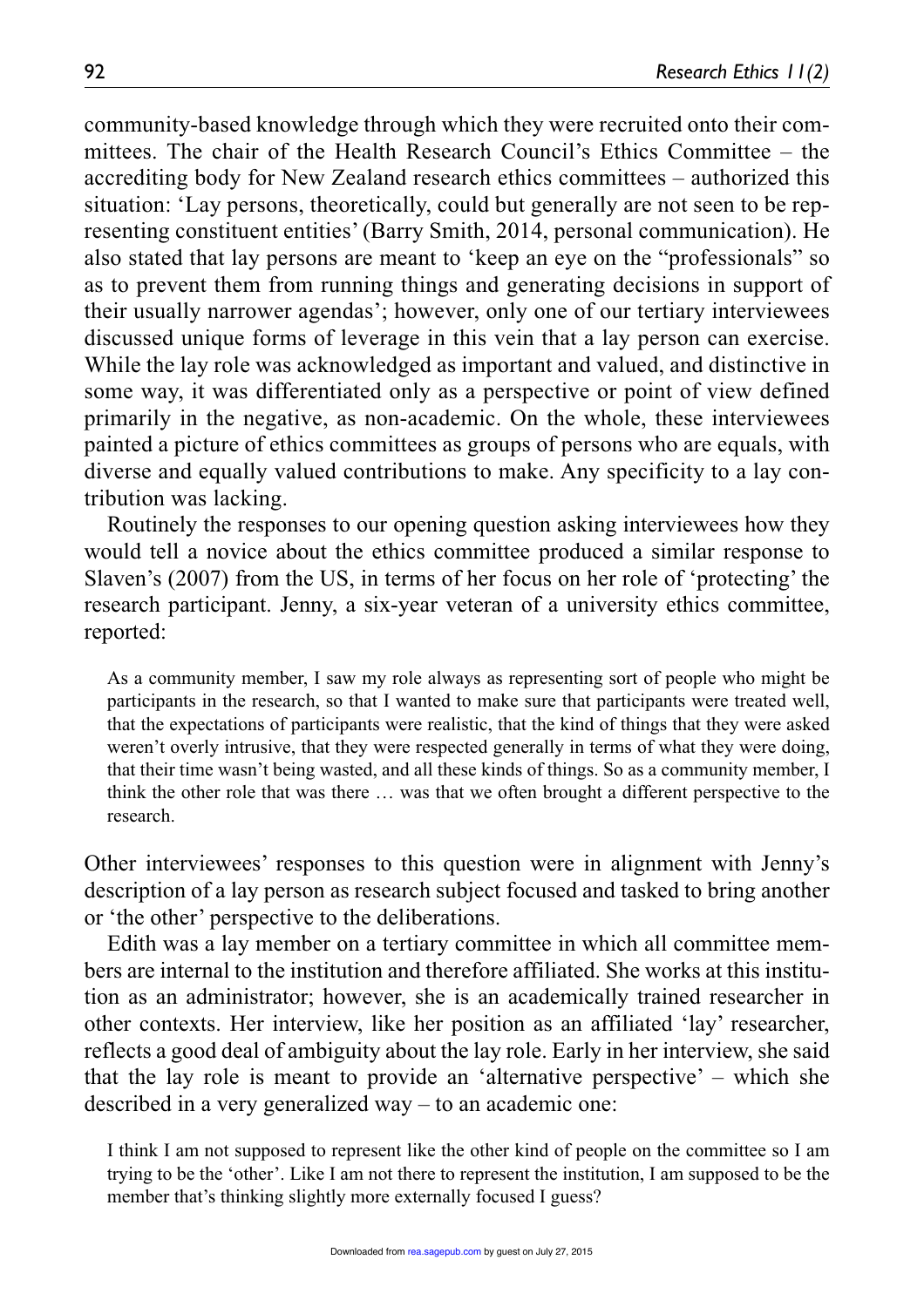community-based knowledge through which they were recruited onto their committees. The chair of the Health Research Council's Ethics Committee – the accrediting body for New Zealand research ethics committees – authorized this situation: 'Lay persons, theoretically, could but generally are not seen to be representing constituent entities' (Barry Smith, 2014, personal communication). He also stated that lay persons are meant to 'keep an eye on the "professionals" so as to prevent them from running things and generating decisions in support of their usually narrower agendas'; however, only one of our tertiary interviewees discussed unique forms of leverage in this vein that a lay person can exercise. While the lay role was acknowledged as important and valued, and distinctive in some way, it was differentiated only as a perspective or point of view defined primarily in the negative, as non-academic. On the whole, these interviewees painted a picture of ethics committees as groups of persons who are equals, with diverse and equally valued contributions to make. Any specificity to a lay contribution was lacking.

Routinely the responses to our opening question asking interviewees how they would tell a novice about the ethics committee produced a similar response to Slaven's (2007) from the US, in terms of her focus on her role of 'protecting' the research participant. Jenny, a six-year veteran of a university ethics committee, reported:

> As a community member, I saw my role always as representing sort of people who might be participants in the research, so that I wanted to make sure that participants were treated well, that the expectations of participants were realistic, that the kind of things that they were asked weren't overly intrusive, that they were respected generally in terms of what they were doing, that their time wasn't being wasted, and all these kinds of things. So as a community member, I think the other role that was there … was that we often brought a different perspective to the research.

Other interviewees' responses to this question were in alignment with Jenny's description of a lay person as research subject focused and tasked to bring another or 'the other' perspective to the deliberations.

Edith was a lay member on a tertiary committee in which all committee members are internal to the institution and therefore affiliated. She works at this institution as an administrator; however, she is an academically trained researcher in other contexts. Her interview, like her position as an affiliated 'lay' researcher, reflects a good deal of ambiguity about the lay role. Early in her interview, she said that the lay role is meant to provide an 'alternative perspective' – which she described in a very generalized way – to an academic one:

> I think I am not supposed to represent like the other kind of people on the committee so I am trying to be the 'other'. Like I am not there to represent the institution, I am supposed to be the member that's thinking slightly more externally focused I guess?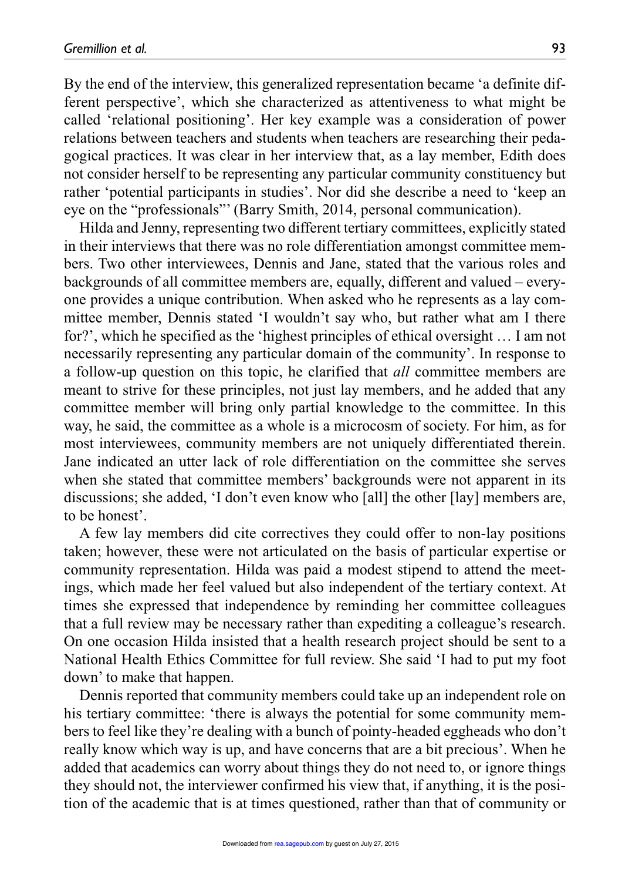By the end of the interview, this generalized representation became 'a definite different perspective', which she characterized as attentiveness to what might be called 'relational positioning'. Her key example was a consideration of power relations between teachers and students when teachers are researching their pedagogical practices. It was clear in her interview that, as a lay member, Edith does not consider herself to be representing any particular community constituency but rather 'potential participants in studies'. Nor did she describe a need to 'keep an eye on the "professionals"' (Barry Smith, 2014, personal communication).

Hilda and Jenny, representing two different tertiary committees, explicitly stated in their interviews that there was no role differentiation amongst committee members. Two other interviewees, Dennis and Jane, stated that the various roles and backgrounds of all committee members are, equally, different and valued – everyone provides a unique contribution. When asked who he represents as a lay committee member, Dennis stated 'I wouldn't say who, but rather what am I there for?', which he specified as the 'highest principles of ethical oversight … I am not necessarily representing any particular domain of the community'. In response to a follow-up question on this topic, he clarified that *all* committee members are meant to strive for these principles, not just lay members, and he added that any committee member will bring only partial knowledge to the committee. In this way, he said, the committee as a whole is a microcosm of society. For him, as for most interviewees, community members are not uniquely differentiated therein. Jane indicated an utter lack of role differentiation on the committee she serves when she stated that committee members' backgrounds were not apparent in its discussions; she added, 'I don't even know who [all] the other [lay] members are, to be honest'.

A few lay members did cite correctives they could offer to non-lay positions taken; however, these were not articulated on the basis of particular expertise or community representation. Hilda was paid a modest stipend to attend the meetings, which made her feel valued but also independent of the tertiary context. At times she expressed that independence by reminding her committee colleagues that a full review may be necessary rather than expediting a colleague's research. On one occasion Hilda insisted that a health research project should be sent to a National Health Ethics Committee for full review. She said 'I had to put my foot down' to make that happen.

Dennis reported that community members could take up an independent role on his tertiary committee: 'there is always the potential for some community members to feel like they're dealing with a bunch of pointy-headed eggheads who don't really know which way is up, and have concerns that are a bit precious'. When he added that academics can worry about things they do not need to, or ignore things they should not, the interviewer confirmed his view that, if anything, it is the position of the academic that is at times questioned, rather than that of community or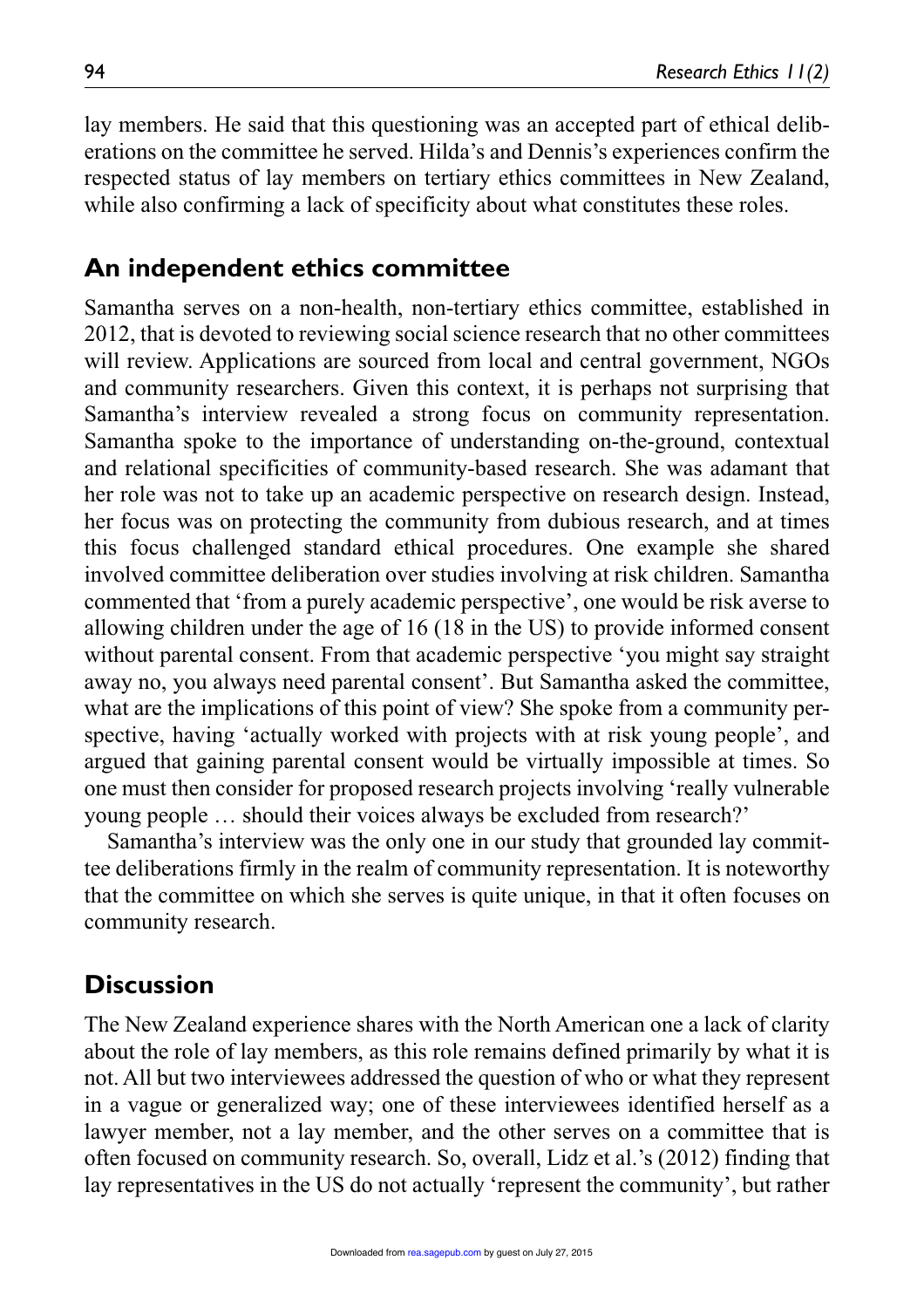lay members. He said that this questioning was an accepted part of ethical deliberations on the committee he served. Hilda's and Dennis's experiences confirm the respected status of lay members on tertiary ethics committees in New Zealand, while also confirming a lack of specificity about what constitutes these roles.

## An independent ethics committee

Samantha serves on a non-health, non-tertiary ethics committee, established in 2012, that is devoted to reviewing social science research that no other committees will review. Applications are sourced from local and central government, NGOs and community researchers. Given this context, it is perhaps not surprising that Samantha's interview revealed a strong focus on community representation. Samantha spoke to the importance of understanding on-the-ground, contextual and relational specificities of community-based research. She was adamant that her role was not to take up an academic perspective on research design. Instead, her focus was on protecting the community from dubious research, and at times this focus challenged standard ethical procedures. One example she shared involved committee deliberation over studies involving at risk children. Samantha commented that 'from a purely academic perspective', one would be risk averse to allowing children under the age of 16 (18 in the US) to provide informed consent without parental consent. From that academic perspective 'you might say straight away no, you always need parental consent'. But Samantha asked the committee, what are the implications of this point of view? She spoke from a community perspective, having 'actually worked with projects with at risk young people', and argued that gaining parental consent would be virtually impossible at times. So one must then consider for proposed research projects involving 'really vulnerable young people … should their voices always be excluded from research?'

Samantha's interview was the only one in our study that grounded lay committee deliberations firmly in the realm of community representation. It is noteworthy that the committee on which she serves is quite unique, in that it often focuses on community research.

## Discussion

The New Zealand experience shares with the North American one a lack of clarity about the role of lay members, as this role remains defined primarily by what it is not. All but two interviewees addressed the question of who or what they represent in a vague or generalized way; one of these interviewees identified herself as a lawyer member, not a lay member, and the other serves on a committee that is often focused on community research. So, overall, Lidz et al.'s (2012) finding that lay representatives in the US do not actually 'represent the community', but rather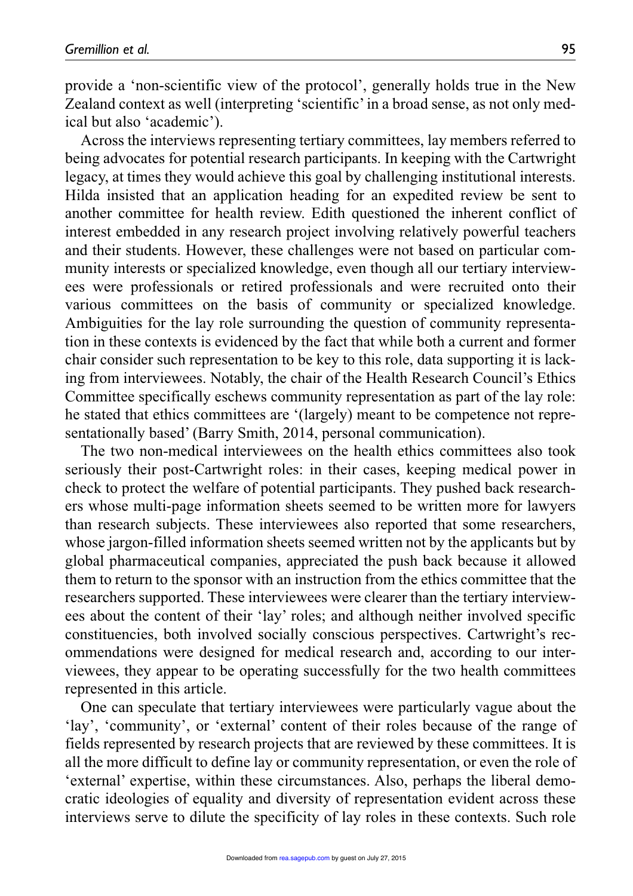provide a 'non-scientific view of the protocol', generally holds true in the New Zealand context as well (interpreting 'scientific' in a broad sense, as not only medical but also 'academic').

Across the interviews representing tertiary committees, lay members referred to being advocates for potential research participants. In keeping with the Cartwright legacy, at times they would achieve this goal by challenging institutional interests. Hilda insisted that an application heading for an expedited review be sent to another committee for health review. Edith questioned the inherent conflict of interest embedded in any research project involving relatively powerful teachers and their students. However, these challenges were not based on particular community interests or specialized knowledge, even though all our tertiary interviewees were professionals or retired professionals and were recruited onto their various committees on the basis of community or specialized knowledge. Ambiguities for the lay role surrounding the question of community representation in these contexts is evidenced by the fact that while both a current and former chair consider such representation to be key to this role, data supporting it is lacking from interviewees. Notably, the chair of the Health Research Council's Ethics Committee specifically eschews community representation as part of the lay role: he stated that ethics committees are '(largely) meant to be competence not representationally based' (Barry Smith, 2014, personal communication).

The two non-medical interviewees on the health ethics committees also took seriously their post-Cartwright roles: in their cases, keeping medical power in check to protect the welfare of potential participants. They pushed back researchers whose multi-page information sheets seemed to be written more for lawyers than research subjects. These interviewees also reported that some researchers, whose jargon-filled information sheets seemed written not by the applicants but by global pharmaceutical companies, appreciated the push back because it allowed them to return to the sponsor with an instruction from the ethics committee that the researchers supported. These interviewees were clearer than the tertiary interviewees about the content of their 'lay' roles; and although neither involved specific constituencies, both involved socially conscious perspectives. Cartwright's recommendations were designed for medical research and, according to our interviewees, they appear to be operating successfully for the two health committees represented in this article.

One can speculate that tertiary interviewees were particularly vague about the 'lay', 'community', or 'external' content of their roles because of the range of fields represented by research projects that are reviewed by these committees. It is all the more difficult to define lay or community representation, or even the role of 'external' expertise, within these circumstances. Also, perhaps the liberal democratic ideologies of equality and diversity of representation evident across these interviews serve to dilute the specificity of lay roles in these contexts. Such role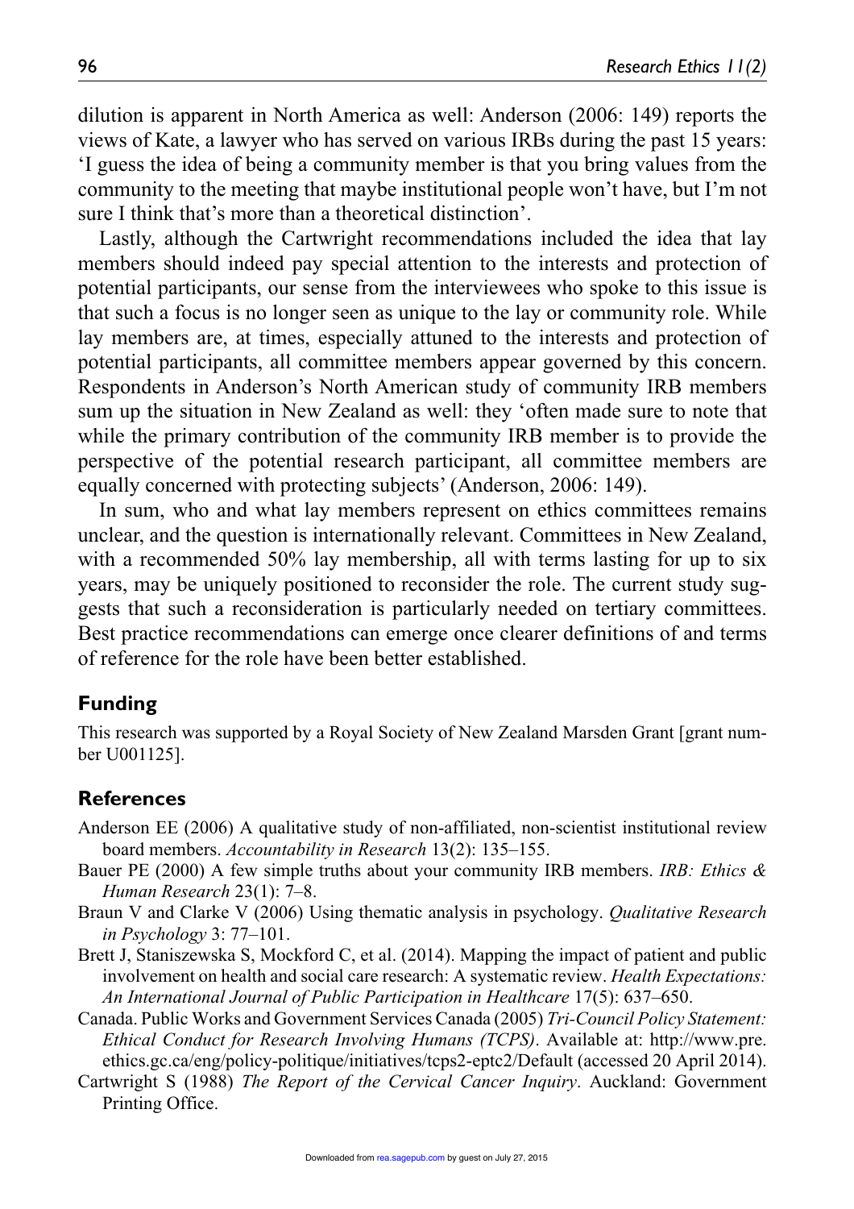dilution is apparent in North America as well: Anderson (2006: 149) reports the views of Kate, a lawyer who has served on various IRBs during the past 15 years: 'I guess the idea of being a community member is that you bring values from the community to the meeting that maybe institutional people won't have, but I'm not sure I think that's more than a theoretical distinction'.

Lastly, although the Cartwright recommendations included the idea that lay members should indeed pay special attention to the interests and protection of potential participants, our sense from the interviewees who spoke to this issue is that such a focus is no longer seen as unique to the lay or community role. While lay members are, at times, especially attuned to the interests and protection of potential participants, all committee members appear governed by this concern. Respondents in Anderson's North American study of community IRB members sum up the situation in New Zealand as well: they 'often made sure to note that while the primary contribution of the community IRB member is to provide the perspective of the potential research participant, all committee members are equally concerned with protecting subjects' (Anderson, 2006: 149).

In sum, who and what lay members represent on ethics committees remains unclear, and the question is internationally relevant. Committees in New Zealand, with a recommended 50% lay membership, all with terms lasting for up to six years, may be uniquely positioned to reconsider the role. The current study suggests that such a reconsideration is particularly needed on tertiary committees. Best practice recommendations can emerge once clearer definitions of and terms of reference for the role have been better established.

## Funding

This research was supported by a Royal Society of New Zealand Marsden Grant [grant number U001125].

## References

Anderson EE (2006) A qualitative study of non-affiliated, non-scientist institutional review board members. *Accountability in Research* 13(2): 135–155.

Bauer PE (2000) A few simple truths about your community IRB members. *IRB: Ethics & Human Research* 23(1): 7–8.

Braun V and Clarke V (2006) Using thematic analysis in psychology. *Qualitative Research in Psychology* 3: 77–101.

Brett J, Staniszewska S, Mockford C, et al. (2014). Mapping the impact of patient and public involvement on health and social care research: A systematic review. *Health Expectations: An International Journal of Public Participation in Healthcare* 17(5): 637–650.

Canada. Public Works and Government Services Canada (2005) *Tri-Council Policy Statement: Ethical Conduct for Research Involving Humans (TCPS)*. Available at: http://www.pre.ethics.gc.ca/eng/policy-politique/initiatives/tcps2-eptc2/Default (accessed 20 April 2014).

Cartwright S (1988) *The Report of the Cervical Cancer Inquiry*. Auckland: Government Printing Office.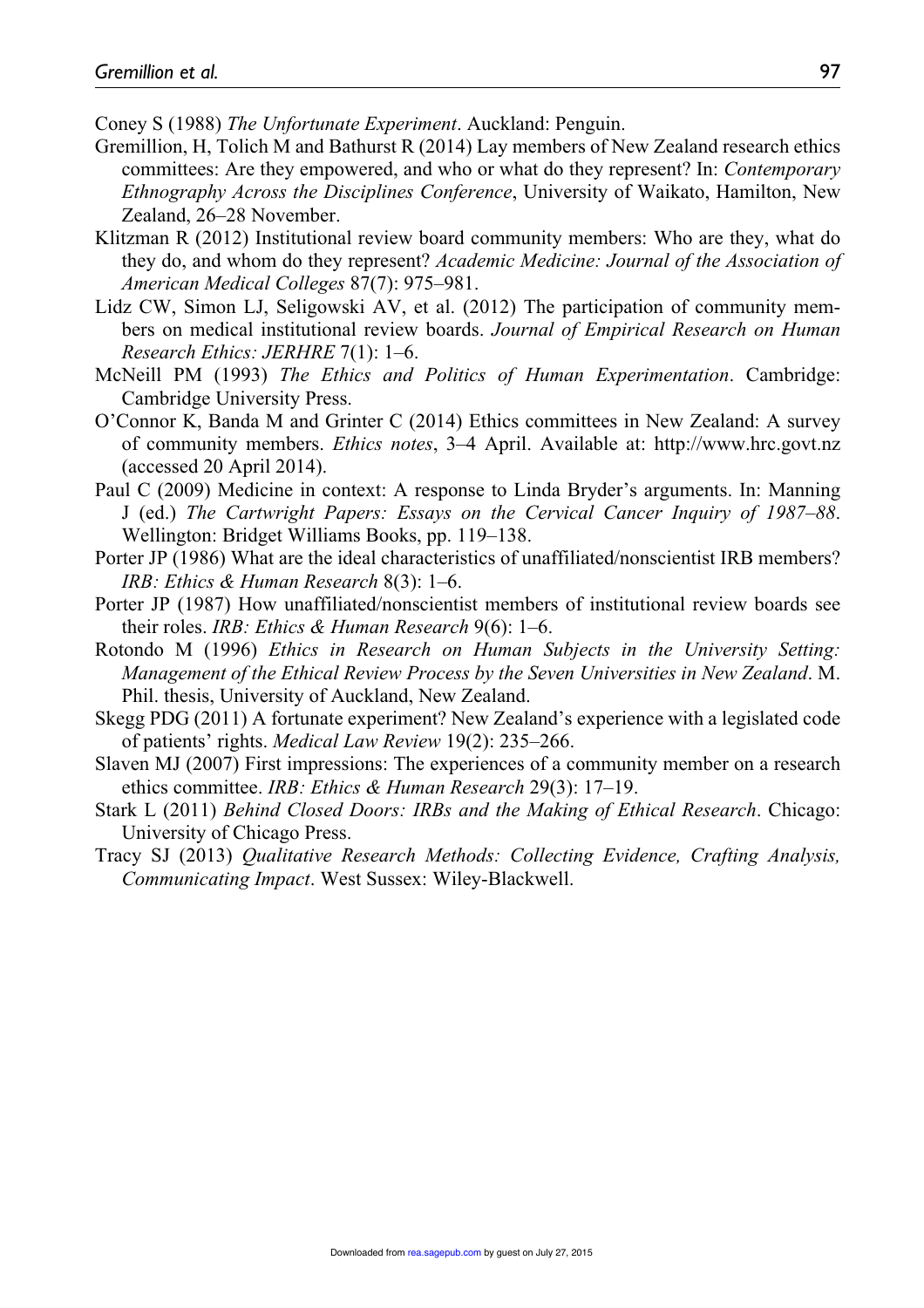Coney S (1988) *The Unfortunate Experiment*. Auckland: Penguin.

Gremillion, H, Tolich M and Bathurst R (2014) Lay members of New Zealand research ethics committees: Are they empowered, and who or what do they represent? In: *Contemporary Ethnography Across the Disciplines Conference*, University of Waikato, Hamilton, New Zealand, 26–28 November.

Klitzman R (2012) Institutional review board community members: Who are they, what do they do, and whom do they represent? *Academic Medicine: Journal of the Association of American Medical Colleges* 87(7): 975–981.

Lidz CW, Simon LJ, Seligowski AV, et al. (2012) The participation of community members on medical institutional review boards. *Journal of Empirical Research on Human Research Ethics: JERHRE* 7(1): 1–6.

McNeill PM (1993) *The Ethics and Politics of Human Experimentation*. Cambridge: Cambridge University Press.

O'Connor K, Banda M and Grinter C (2014) Ethics committees in New Zealand: A survey of community members. *Ethics notes*, 3–4 April. Available at: http://www.hrc.govt.nz (accessed 20 April 2014).

Paul C (2009) Medicine in context: A response to Linda Bryder's arguments. In: Manning J (ed.) *The Cartwright Papers: Essays on the Cervical Cancer Inquiry of 1987–88*. Wellington: Bridget Williams Books, pp. 119–138.

Porter JP (1986) What are the ideal characteristics of unaffiliated/nonscientist IRB members? *IRB: Ethics & Human Research* 8(3): 1–6.

Porter JP (1987) How unaffiliated/nonscientist members of institutional review boards see their roles. *IRB: Ethics & Human Research* 9(6): 1–6.

Rotondo M (1996) *Ethics in Research on Human Subjects in the University Setting: Management of the Ethical Review Process by the Seven Universities in New Zealand*. M. Phil. thesis, University of Auckland, New Zealand.

Skegg PDG (2011) A fortunate experiment? New Zealand's experience with a legislated code of patients' rights. *Medical Law Review* 19(2): 235–266.

Slaven MJ (2007) First impressions: The experiences of a community member on a research ethics committee. *IRB: Ethics & Human Research* 29(3): 17–19.

Stark L (2011) *Behind Closed Doors: IRBs and the Making of Ethical Research*. Chicago: University of Chicago Press.

Tracy SJ (2013) *Qualitative Research Methods: Collecting Evidence, Crafting Analysis, Communicating Impact*. West Sussex: Wiley-Blackwell.